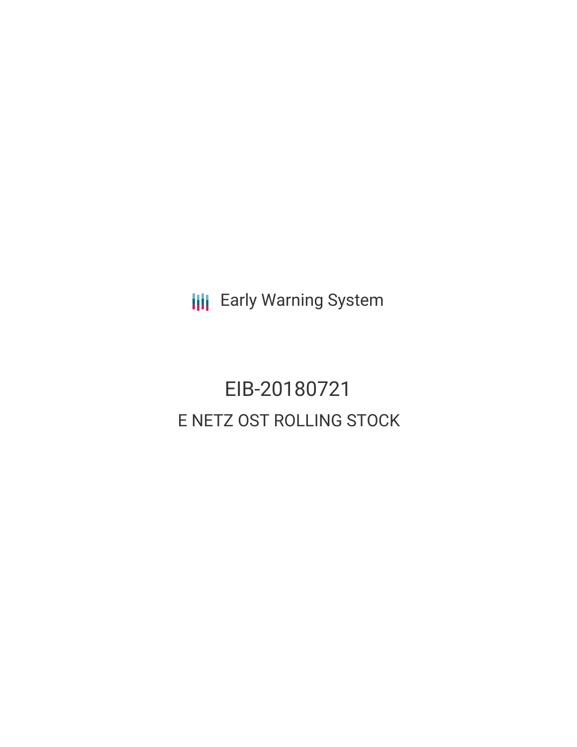Early Warning System

# EIB-20180721

## E NETZ OST ROLLING STOCK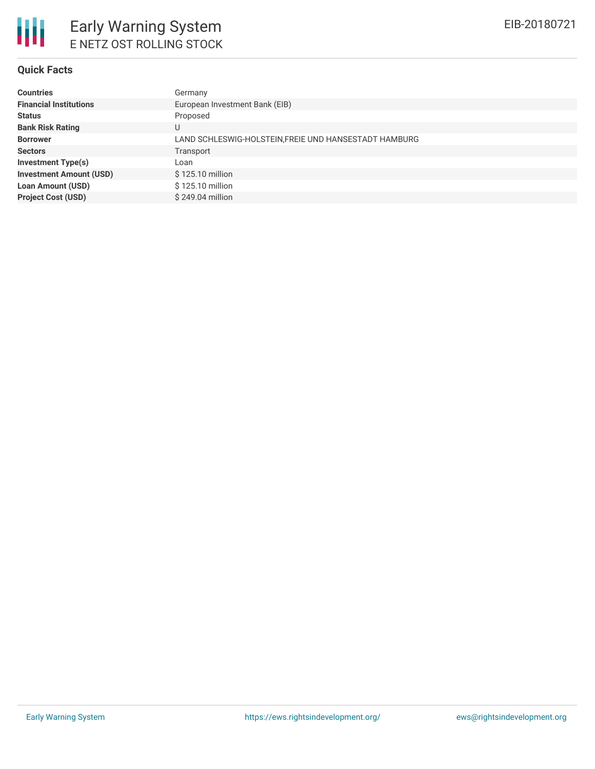# Early Warning System

## E NETZ OST ROLLING STOCK

EIB-20180721

### Quick Facts

| | |
|---|---|
| **Countries** | Germany |
| **Financial Institutions** | European Investment Bank (EIB) |
| **Status** | Proposed |
| **Bank Risk Rating** | U |
| **Borrower** | LAND SCHLESWIG-HOLSTEIN,FREIE UND HANSESTADT HAMBURG |
| **Sectors** | Transport |
| **Investment Type(s)** | Loan |
| **Investment Amount (USD)** | $ 125.10 million |
| **Loan Amount (USD)** | $ 125.10 million |
| **Project Cost (USD)** | $ 249.04 million |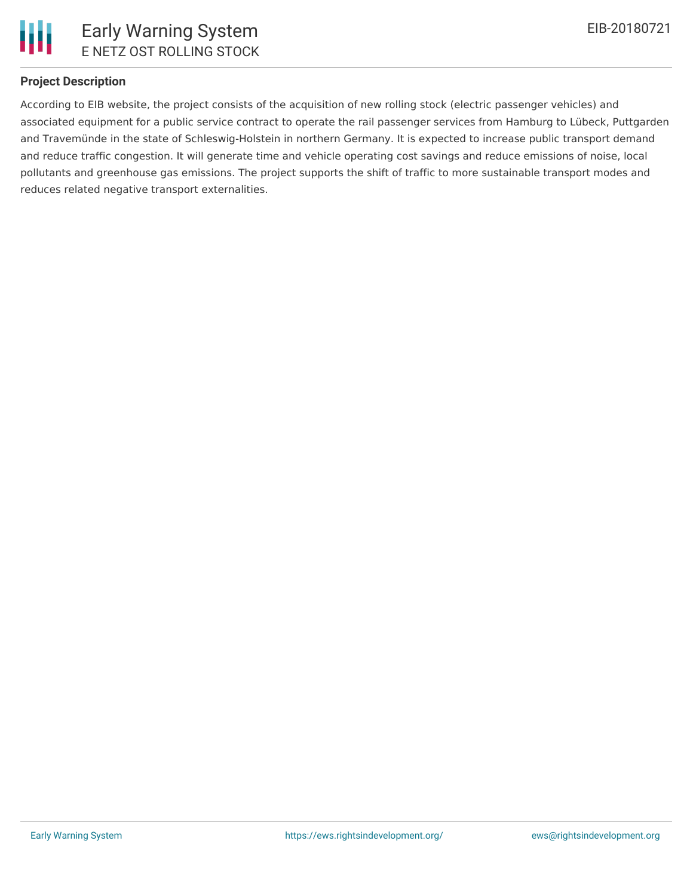### Project Description

According to EIB website, the project consists of the acquisition of new rolling stock (electric passenger vehicles) and associated equipment for a public service contract to operate the rail passenger services from Hamburg to Lübeck, Puttgarden and Travemünde in the state of Schleswig-Holstein in northern Germany. It is expected to increase public transport demand and reduce traffic congestion. It will generate time and vehicle operating cost savings and reduce emissions of noise, local pollutants and greenhouse gas emissions. The project supports the shift of traffic to more sustainable transport modes and reduces related negative transport externalities.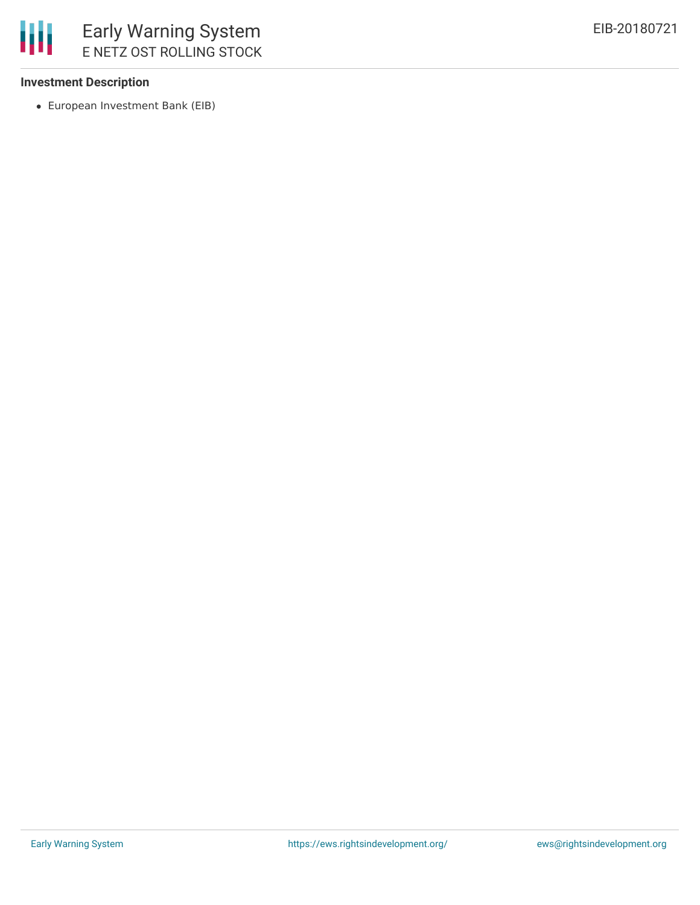### Investment Description

- European Investment Bank (EIB)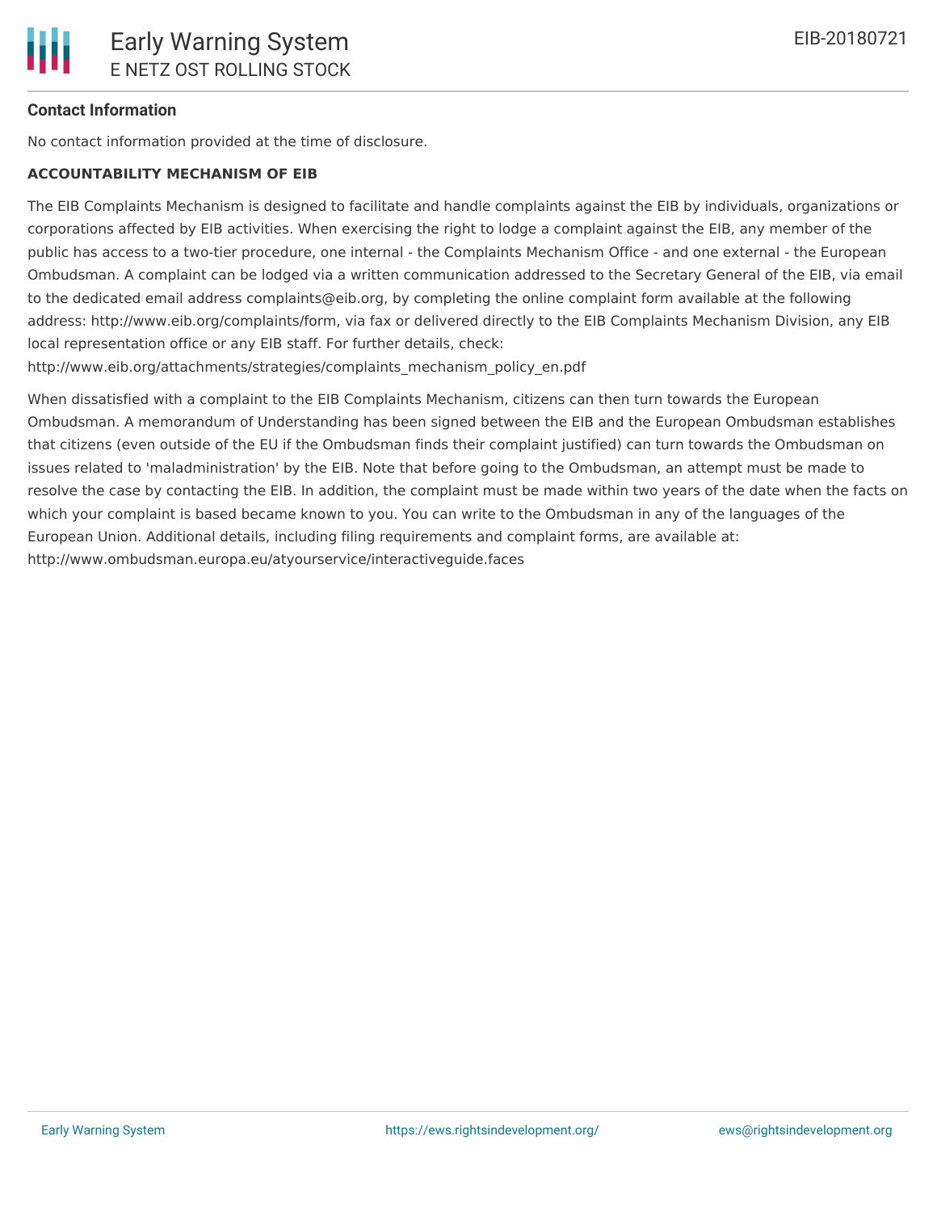#### Contact Information

No contact information provided at the time of disclosure.

**ACCOUNTABILITY MECHANISM OF EIB**

The EIB Complaints Mechanism is designed to facilitate and handle complaints against the EIB by individuals, organizations or corporations affected by EIB activities. When exercising the right to lodge a complaint against the EIB, any member of the public has access to a two-tier procedure, one internal - the Complaints Mechanism Office - and one external - the European Ombudsman. A complaint can be lodged via a written communication addressed to the Secretary General of the EIB, via email to the dedicated email address complaints@eib.org, by completing the online complaint form available at the following address: http://www.eib.org/complaints/form, via fax or delivered directly to the EIB Complaints Mechanism Division, any EIB local representation office or any EIB staff. For further details, check: http://www.eib.org/attachments/strategies/complaints_mechanism_policy_en.pdf

When dissatisfied with a complaint to the EIB Complaints Mechanism, citizens can then turn towards the European Ombudsman. A memorandum of Understanding has been signed between the EIB and the European Ombudsman establishes that citizens (even outside of the EU if the Ombudsman finds their complaint justified) can turn towards the Ombudsman on issues related to 'maladministration' by the EIB. Note that before going to the Ombudsman, an attempt must be made to resolve the case by contacting the EIB. In addition, the complaint must be made within two years of the date when the facts on which your complaint is based became known to you. You can write to the Ombudsman in any of the languages of the European Union. Additional details, including filing requirements and complaint forms, are available at: http://www.ombudsman.europa.eu/atyourservice/interactiveguide.faces